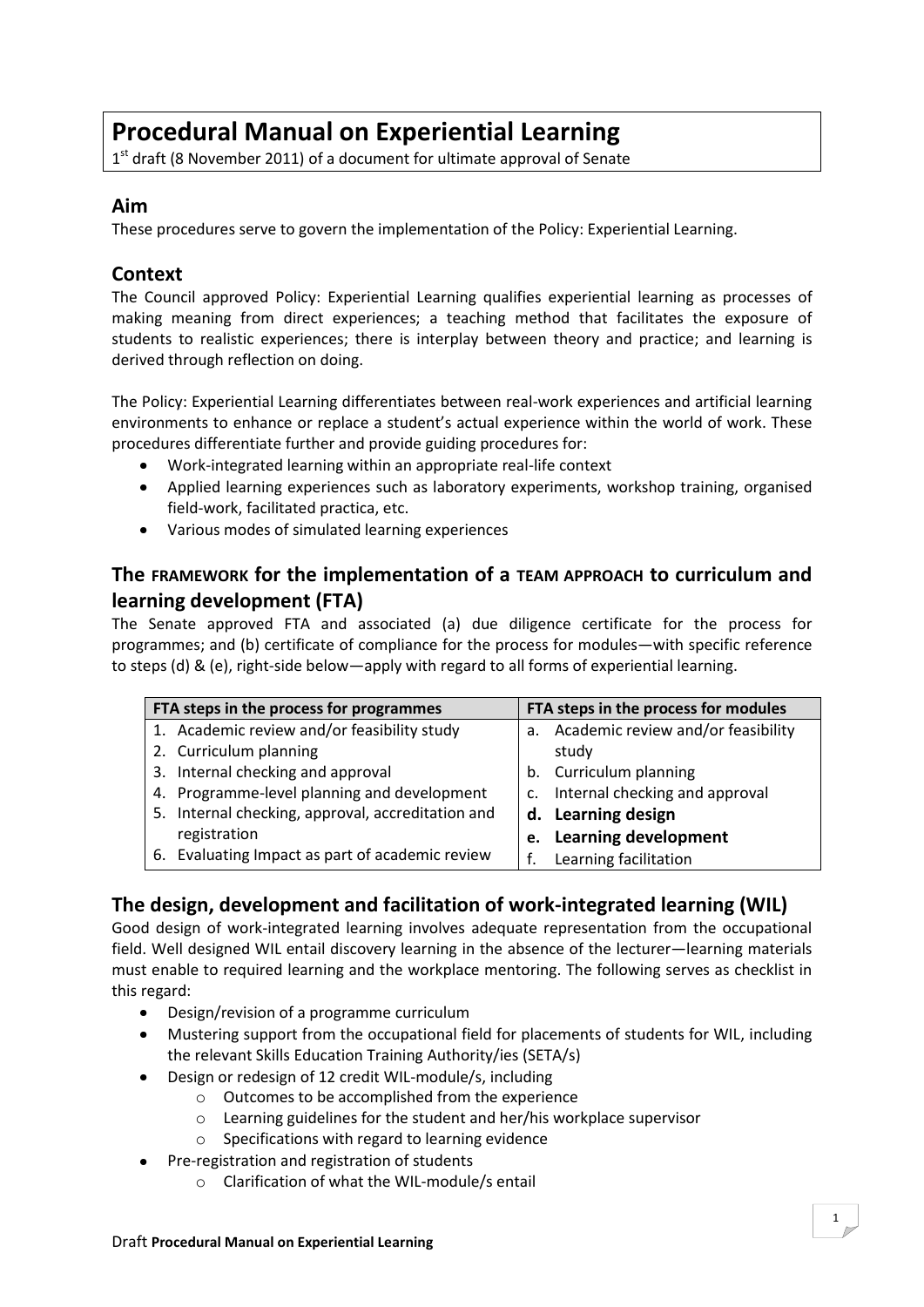# Procedural Manual on Experiential Learning

1st draft (8 November 2011) of a document for ultimate approval of Senate

## Aim

These procedures serve to govern the implementation of the Policy: Experiential Learning.

## Context

The Council approved Policy: Experiential Learning qualifies experiential learning as processes of making meaning from direct experiences; a teaching method that facilitates the exposure of students to realistic experiences; there is interplay between theory and practice; and learning is derived through reflection on doing.

The Policy: Experiential Learning differentiates between real-work experiences and artificial learning environments to enhance or replace a student's actual experience within the world of work. These procedures differentiate further and provide guiding procedures for:

- Work-integrated learning within an appropriate real-life context
- Applied learning experiences such as laboratory experiments, workshop training, organised field-work, facilitated practica, etc.
- Various modes of simulated learning experiences

## The FRAMEWORK for the implementation of a TEAM APPROACH to curriculum and learning development (FTA)

The Senate approved FTA and associated (a) due diligence certificate for the process for programmes; and (b) certificate of compliance for the process for modules—with specific reference to steps (d) & (e), right-side below—apply with regard to all forms of experiential learning.

| FTA steps in the process for programmes | FTA steps in the process for modules |
|---|---|
| 1. Academic review and/or feasibility study | a. Academic review and/or feasibility study |
| 2. Curriculum planning | b. Curriculum planning |
| 3. Internal checking and approval | c. Internal checking and approval |
| 4. Programme-level planning and development | **d. Learning design** |
| 5. Internal checking, approval, accreditation and registration | **e. Learning development** |
| 6. Evaluating Impact as part of academic review | f. Learning facilitation |

## The design, development and facilitation of work-integrated learning (WIL)

Good design of work-integrated learning involves adequate representation from the occupational field. Well designed WIL entail discovery learning in the absence of the lecturer—learning materials must enable to required learning and the workplace mentoring. The following serves as checklist in this regard:

- Design/revision of a programme curriculum
- Mustering support from the occupational field for placements of students for WIL, including the relevant Skills Education Training Authority/ies (SETA/s)
- Design or redesign of 12 credit WIL-module/s, including
  - Outcomes to be accomplished from the experience
  - Learning guidelines for the student and her/his workplace supervisor
  - Specifications with regard to learning evidence
- Pre-registration and registration of students
  - Clarification of what the WIL-module/s entail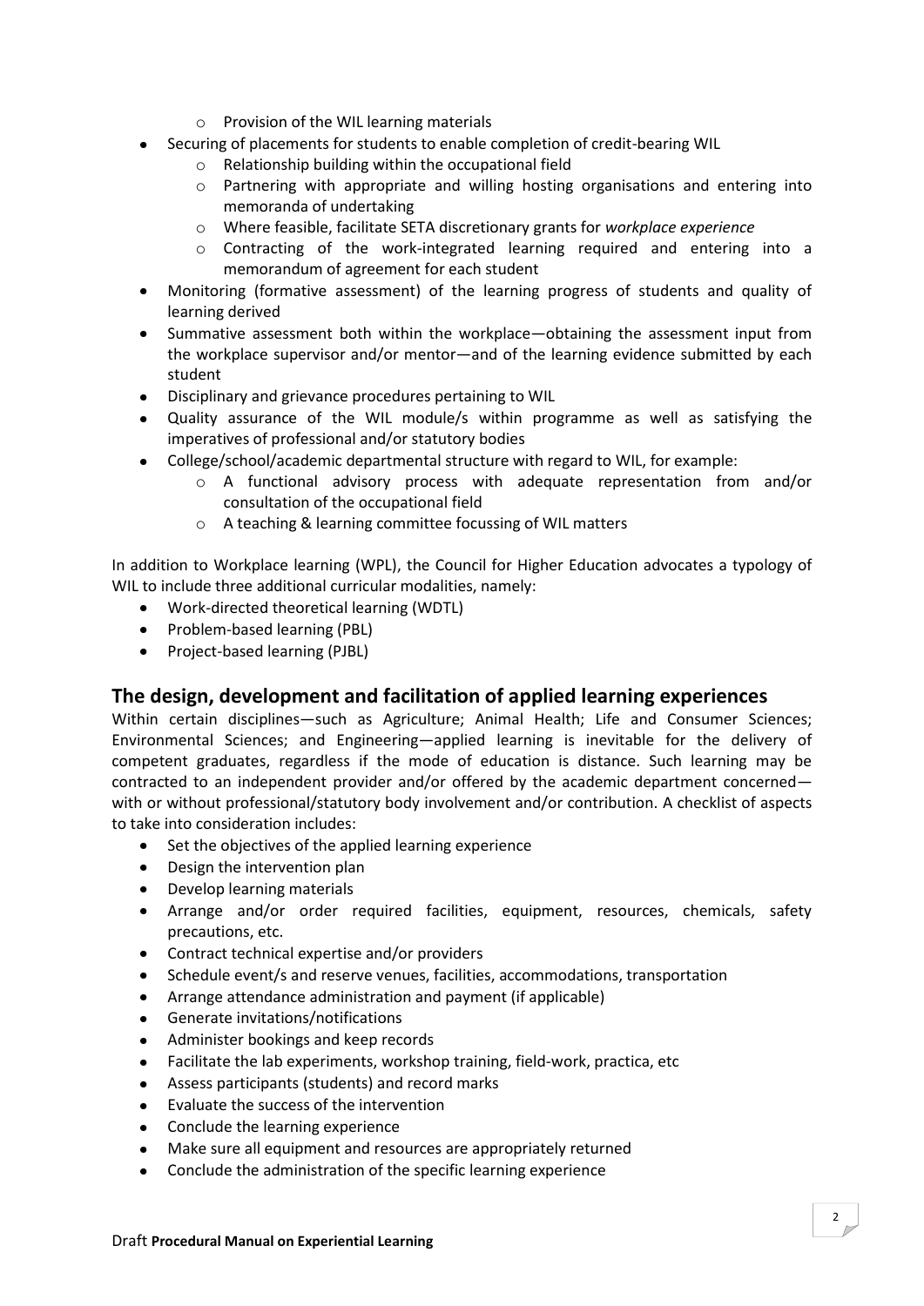- Provision of the WIL learning materials
- Securing of placements for students to enable completion of credit-bearing WIL
    - Relationship building within the occupational field
    - Partnering with appropriate and willing hosting organisations and entering into memoranda of undertaking
    - Where feasible, facilitate SETA discretionary grants for *workplace experience*
    - Contracting of the work-integrated learning required and entering into a memorandum of agreement for each student
- Monitoring (formative assessment) of the learning progress of students and quality of learning derived
- Summative assessment both within the workplace—obtaining the assessment input from the workplace supervisor and/or mentor—and of the learning evidence submitted by each student
- Disciplinary and grievance procedures pertaining to WIL
- Quality assurance of the WIL module/s within programme as well as satisfying the imperatives of professional and/or statutory bodies
- College/school/academic departmental structure with regard to WIL, for example:
    - A functional advisory process with adequate representation from and/or consultation of the occupational field
    - A teaching & learning committee focussing of WIL matters

In addition to Workplace learning (WPL), the Council for Higher Education advocates a typology of WIL to include three additional curricular modalities, namely:

- Work-directed theoretical learning (WDTL)
- Problem-based learning (PBL)
- Project-based learning (PJBL)

## The design, development and facilitation of applied learning experiences

Within certain disciplines—such as Agriculture; Animal Health; Life and Consumer Sciences; Environmental Sciences; and Engineering—applied learning is inevitable for the delivery of competent graduates, regardless if the mode of education is distance. Such learning may be contracted to an independent provider and/or offered by the academic department concerned—with or without professional/statutory body involvement and/or contribution. A checklist of aspects to take into consideration includes:

- Set the objectives of the applied learning experience
- Design the intervention plan
- Develop learning materials
- Arrange and/or order required facilities, equipment, resources, chemicals, safety precautions, etc.
- Contract technical expertise and/or providers
- Schedule event/s and reserve venues, facilities, accommodations, transportation
- Arrange attendance administration and payment (if applicable)
- Generate invitations/notifications
- Administer bookings and keep records
- Facilitate the lab experiments, workshop training, field-work, practica, etc
- Assess participants (students) and record marks
- Evaluate the success of the intervention
- Conclude the learning experience
- Make sure all equipment and resources are appropriately returned
- Conclude the administration of the specific learning experience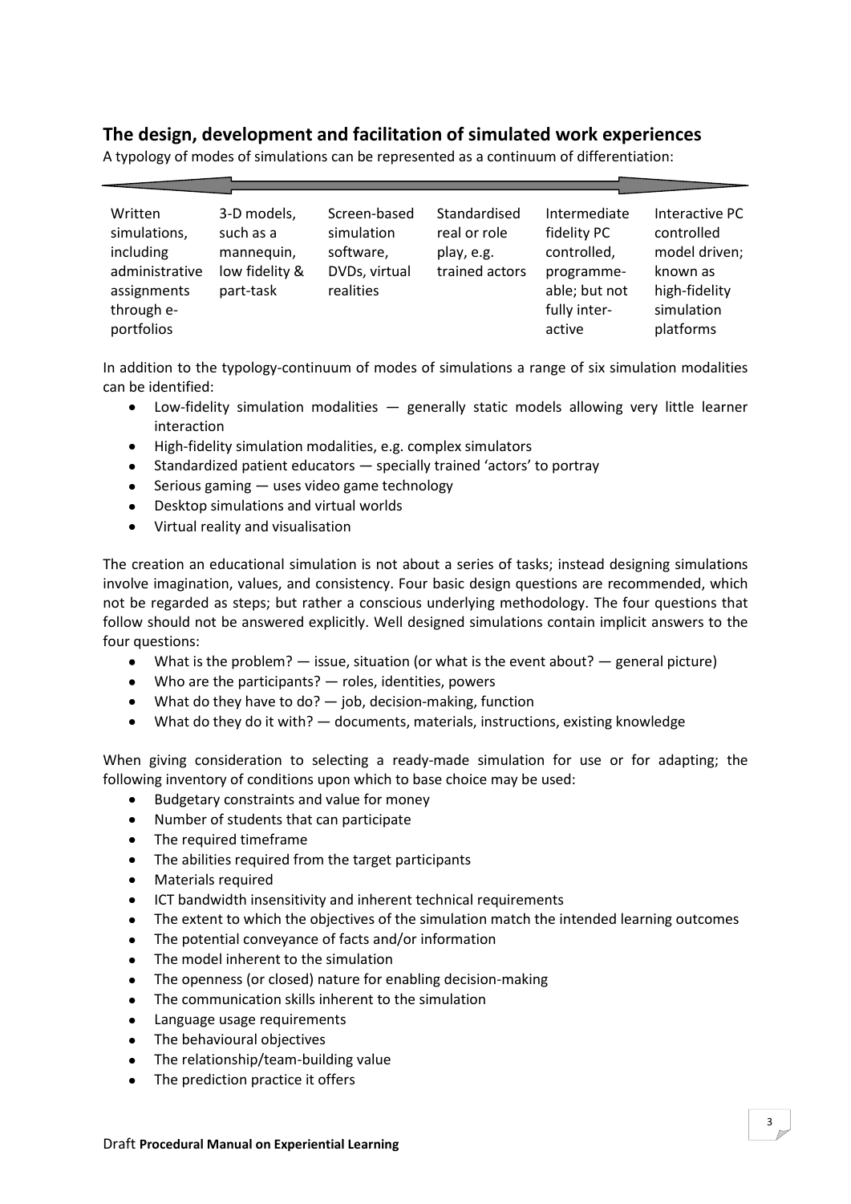## The design, development and facilitation of simulated work experiences

A typology of modes of simulations can be represented as a continuum of differentiation:

| Written simulations, including administrative assignments through e-portfolios | 3-D models, such as a mannequin, low fidelity & part-task | Screen-based simulation software, DVDs, virtual realities | Standardised real or role play, e.g. trained actors | Intermediate fidelity PC controlled, programme-able; but not fully inter-active | Interactive PC controlled model driven; known as high-fidelity simulation platforms |
|---|---|---|---|---|---|

In addition to the typology-continuum of modes of simulations a range of six simulation modalities can be identified:

- Low-fidelity simulation modalities — generally static models allowing very little learner interaction
- High-fidelity simulation modalities, e.g. complex simulators
- Standardized patient educators — specially trained 'actors' to portray
- Serious gaming — uses video game technology
- Desktop simulations and virtual worlds
- Virtual reality and visualisation

The creation an educational simulation is not about a series of tasks; instead designing simulations involve imagination, values, and consistency. Four basic design questions are recommended, which not be regarded as steps; but rather a conscious underlying methodology. The four questions that follow should not be answered explicitly. Well designed simulations contain implicit answers to the four questions:

- What is the problem? — issue, situation (or what is the event about? — general picture)
- Who are the participants? — roles, identities, powers
- What do they have to do? — job, decision-making, function
- What do they do it with? — documents, materials, instructions, existing knowledge

When giving consideration to selecting a ready-made simulation for use or for adapting; the following inventory of conditions upon which to base choice may be used:

- Budgetary constraints and value for money
- Number of students that can participate
- The required timeframe
- The abilities required from the target participants
- Materials required
- ICT bandwidth insensitivity and inherent technical requirements
- The extent to which the objectives of the simulation match the intended learning outcomes
- The potential conveyance of facts and/or information
- The model inherent to the simulation
- The openness (or closed) nature for enabling decision-making
- The communication skills inherent to the simulation
- Language usage requirements
- The behavioural objectives
- The relationship/team-building value
- The prediction practice it offers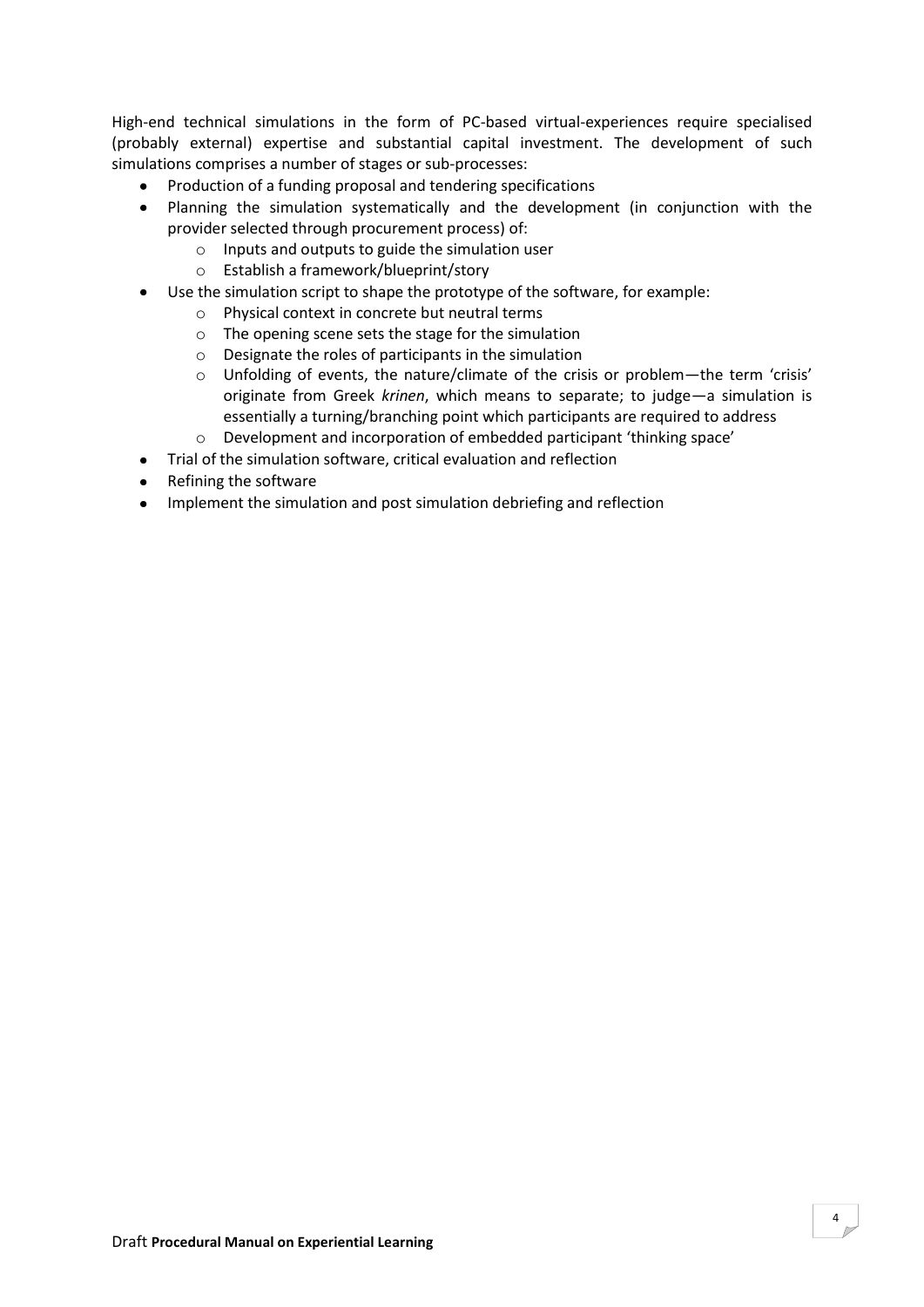High-end technical simulations in the form of PC-based virtual-experiences require specialised (probably external) expertise and substantial capital investment. The development of such simulations comprises a number of stages or sub-processes:

- Production of a funding proposal and tendering specifications
- Planning the simulation systematically and the development (in conjunction with the provider selected through procurement process) of:
  - Inputs and outputs to guide the simulation user
  - Establish a framework/blueprint/story
- Use the simulation script to shape the prototype of the software, for example:
  - Physical context in concrete but neutral terms
  - The opening scene sets the stage for the simulation
  - Designate the roles of participants in the simulation
  - Unfolding of events, the nature/climate of the crisis or problem—the term 'crisis' originate from Greek *krinen*, which means to separate; to judge—a simulation is essentially a turning/branching point which participants are required to address
  - Development and incorporation of embedded participant 'thinking space'
- Trial of the simulation software, critical evaluation and reflection
- Refining the software
- Implement the simulation and post simulation debriefing and reflection